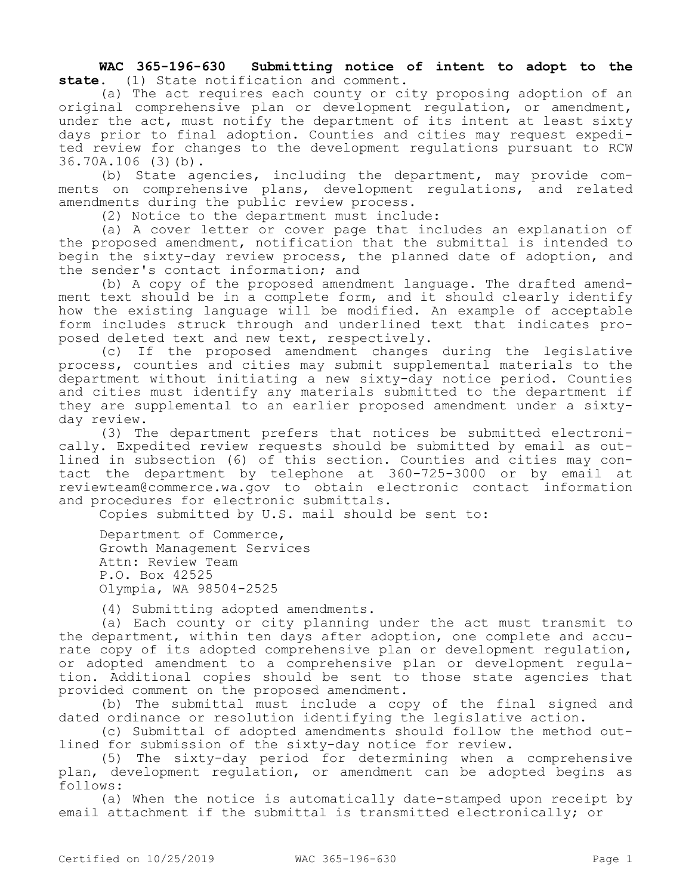**WAC 365-196-630 Submitting notice of intent to adopt to the state.** (1) State notification and comment.

(a) The act requires each county or city proposing adoption of an original comprehensive plan or development regulation, or amendment, under the act, must notify the department of its intent at least sixty days prior to final adoption. Counties and cities may request expedited review for changes to the development regulations pursuant to RCW 36.70A.106 (3)(b).

(b) State agencies, including the department, may provide comments on comprehensive plans, development regulations, and related amendments during the public review process.

(2) Notice to the department must include:

(a) A cover letter or cover page that includes an explanation of the proposed amendment, notification that the submittal is intended to begin the sixty-day review process, the planned date of adoption, and the sender's contact information; and

(b) A copy of the proposed amendment language. The drafted amendment text should be in a complete form, and it should clearly identify how the existing language will be modified. An example of acceptable form includes struck through and underlined text that indicates proposed deleted text and new text, respectively.

(c) If the proposed amendment changes during the legislative process, counties and cities may submit supplemental materials to the department without initiating a new sixty-day notice period. Counties and cities must identify any materials submitted to the department if they are supplemental to an earlier proposed amendment under a sixty-day review.

(3) The department prefers that notices be submitted electronically. Expedited review requests should be submitted by email as outlined in subsection (6) of this section. Counties and cities may contact the department by telephone at 360-725-3000 or by email at reviewteam@commerce.wa.gov to obtain electronic contact information and procedures for electronic submittals.

Copies submitted by U.S. mail should be sent to:

Department of Commerce,
Growth Management Services
Attn: Review Team
P.O. Box 42525
Olympia, WA 98504-2525

(4) Submitting adopted amendments.

(a) Each county or city planning under the act must transmit to the department, within ten days after adoption, one complete and accurate copy of its adopted comprehensive plan or development regulation, or adopted amendment to a comprehensive plan or development regulation. Additional copies should be sent to those state agencies that provided comment on the proposed amendment.

(b) The submittal must include a copy of the final signed and dated ordinance or resolution identifying the legislative action.

(c) Submittal of adopted amendments should follow the method outlined for submission of the sixty-day notice for review.

(5) The sixty-day period for determining when a comprehensive plan, development regulation, or amendment can be adopted begins as follows:

(a) When the notice is automatically date-stamped upon receipt by email attachment if the submittal is transmitted electronically; or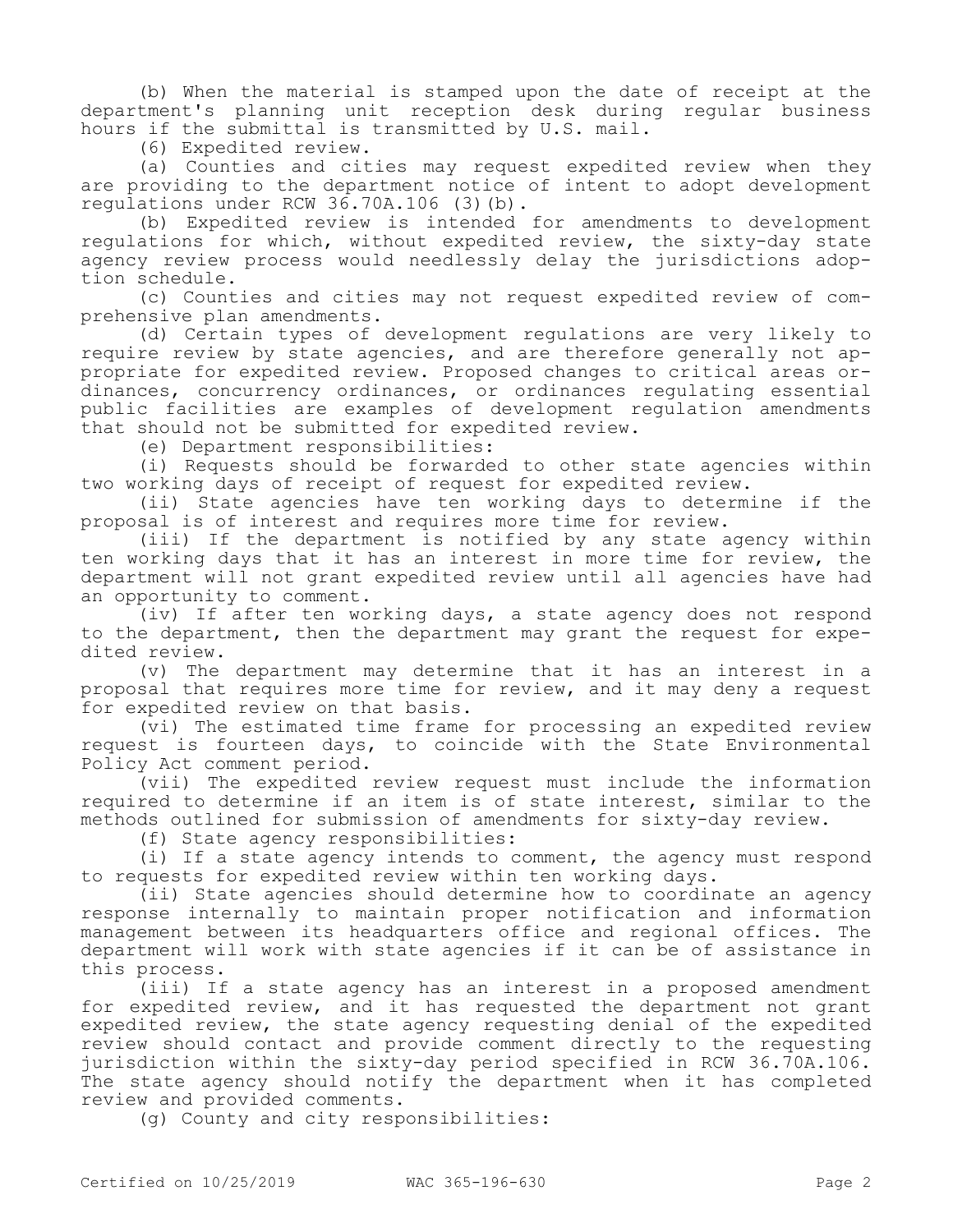(b) When the material is stamped upon the date of receipt at the department's planning unit reception desk during regular business hours if the submittal is transmitted by U.S. mail.

(6) Expedited review.

(a) Counties and cities may request expedited review when they are providing to the department notice of intent to adopt development regulations under RCW 36.70A.106 (3)(b).

(b) Expedited review is intended for amendments to development regulations for which, without expedited review, the sixty-day state agency review process would needlessly delay the jurisdictions adoption schedule.

(c) Counties and cities may not request expedited review of comprehensive plan amendments.

(d) Certain types of development regulations are very likely to require review by state agencies, and are therefore generally not appropriate for expedited review. Proposed changes to critical areas ordinances, concurrency ordinances, or ordinances regulating essential public facilities are examples of development regulation amendments that should not be submitted for expedited review.

(e) Department responsibilities:

(i) Requests should be forwarded to other state agencies within two working days of receipt of request for expedited review.

(ii) State agencies have ten working days to determine if the proposal is of interest and requires more time for review.

(iii) If the department is notified by any state agency within ten working days that it has an interest in more time for review, the department will not grant expedited review until all agencies have had an opportunity to comment.

(iv) If after ten working days, a state agency does not respond to the department, then the department may grant the request for expedited review.

(v) The department may determine that it has an interest in a proposal that requires more time for review, and it may deny a request for expedited review on that basis.

(vi) The estimated time frame for processing an expedited review request is fourteen days, to coincide with the State Environmental Policy Act comment period.

(vii) The expedited review request must include the information required to determine if an item is of state interest, similar to the methods outlined for submission of amendments for sixty-day review.

(f) State agency responsibilities:

(i) If a state agency intends to comment, the agency must respond to requests for expedited review within ten working days.

(ii) State agencies should determine how to coordinate an agency response internally to maintain proper notification and information management between its headquarters office and regional offices. The department will work with state agencies if it can be of assistance in this process.

(iii) If a state agency has an interest in a proposed amendment for expedited review, and it has requested the department not grant expedited review, the state agency requesting denial of the expedited review should contact and provide comment directly to the requesting jurisdiction within the sixty-day period specified in RCW 36.70A.106. The state agency should notify the department when it has completed review and provided comments.

(g) County and city responsibilities: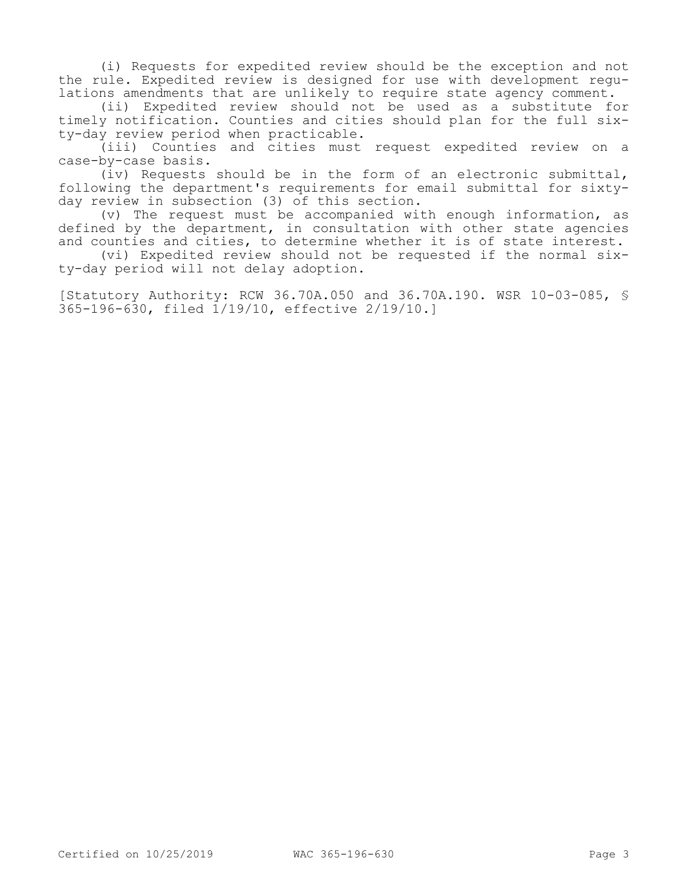(i) Requests for expedited review should be the exception and not the rule. Expedited review is designed for use with development regulations amendments that are unlikely to require state agency comment.

(ii) Expedited review should not be used as a substitute for timely notification. Counties and cities should plan for the full sixty-day review period when practicable.

(iii) Counties and cities must request expedited review on a case-by-case basis.

(iv) Requests should be in the form of an electronic submittal, following the department's requirements for email submittal for sixty-day review in subsection (3) of this section.

(v) The request must be accompanied with enough information, as defined by the department, in consultation with other state agencies and counties and cities, to determine whether it is of state interest.

(vi) Expedited review should not be requested if the normal sixty-day period will not delay adoption.

[Statutory Authority: RCW 36.70A.050 and 36.70A.190. WSR 10-03-085, § 365-196-630, filed 1/19/10, effective 2/19/10.]